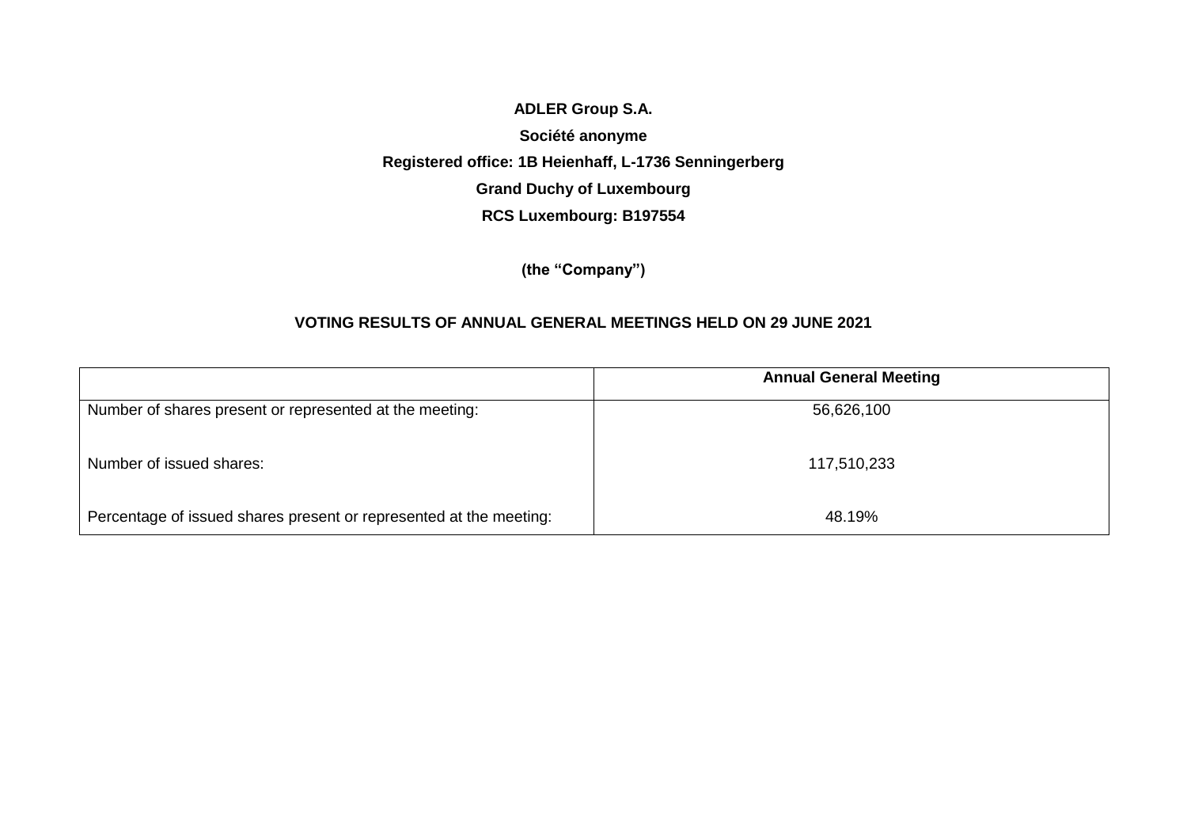**ADLER Group S.A.**

**Société anonyme**

**Registered office: 1B Heienhaff, L-1736 Senningerberg**

**Grand Duchy of Luxembourg**

**RCS Luxembourg: B197554**

**(the "Company")**

**VOTING RESULTS OF ANNUAL GENERAL MEETINGS HELD ON 29 JUNE 2021**

| | **Annual General Meeting** |
|---|---|
| Number of shares present or represented at the meeting: | 56,626,100 |
| Number of issued shares: | 117,510,233 |
| Percentage of issued shares present or represented at the meeting: | 48.19% |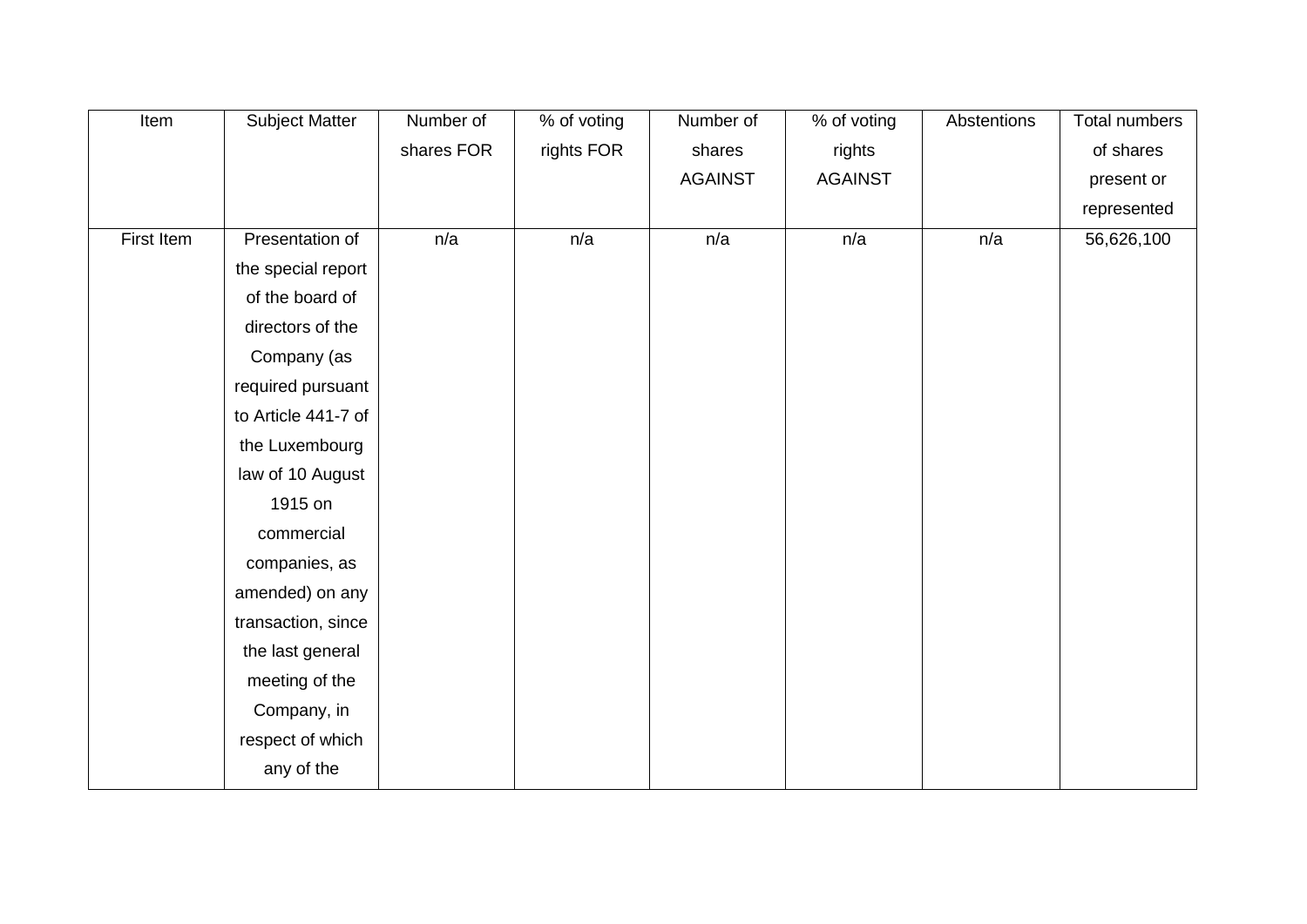| Item | Subject Matter | Number of shares FOR | % of voting rights FOR | Number of shares AGAINST | % of voting rights AGAINST | Abstentions | Total numbers of shares present or represented |
|---|---|---|---|---|---|---|---|
| First Item | Presentation of the special report of the board of directors of the Company (as required pursuant to Article 441-7 of the Luxembourg law of 10 August 1915 on commercial companies, as amended) on any transaction, since the last general meeting of the Company, in respect of which any of the | n/a | n/a | n/a | n/a | n/a | 56,626,100 |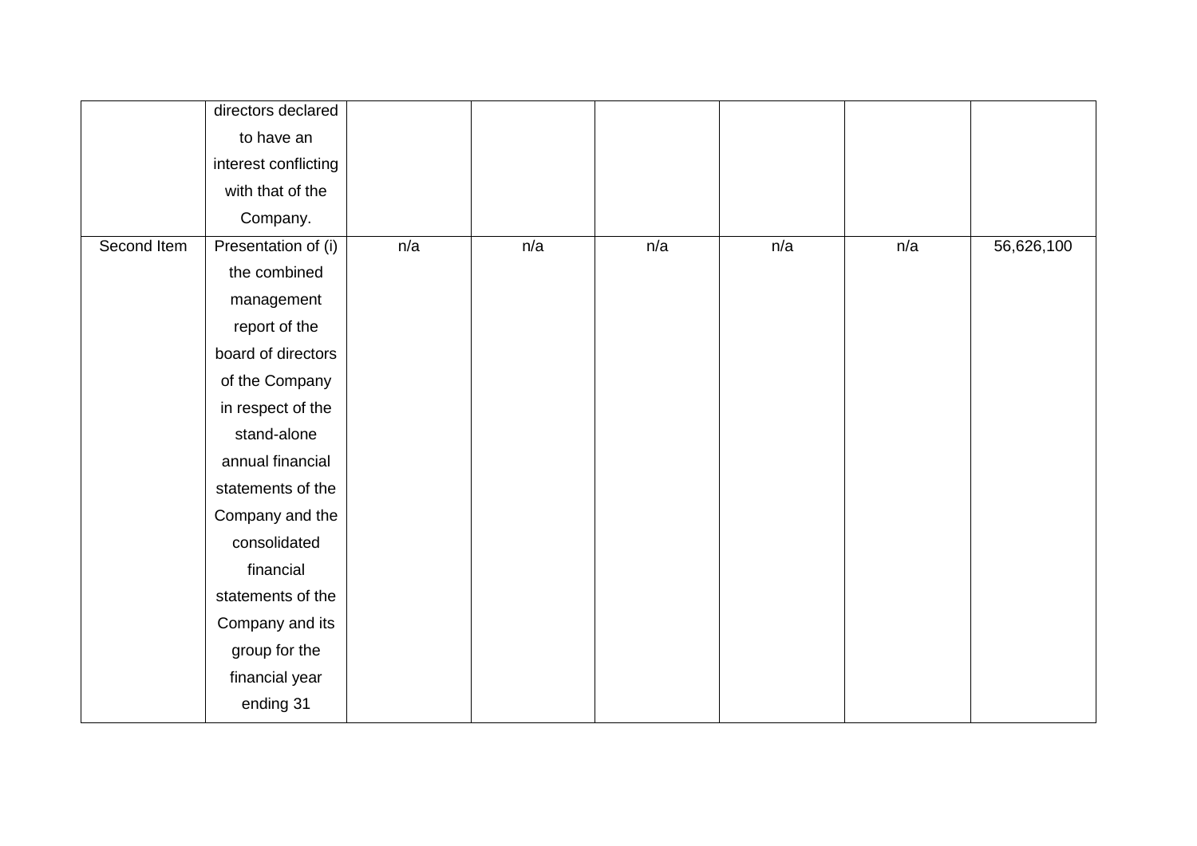| | | | | | | | |
|---|---|---|---|---|---|---|---|
| | directors declared to have an interest conflicting with that of the Company. | | | | | | |
| Second Item | Presentation of (i) the combined management report of the board of directors of the Company in respect of the stand-alone annual financial statements of the Company and the consolidated financial statements of the Company and its group for the financial year ending 31 | n/a | n/a | n/a | n/a | n/a | 56,626,100 |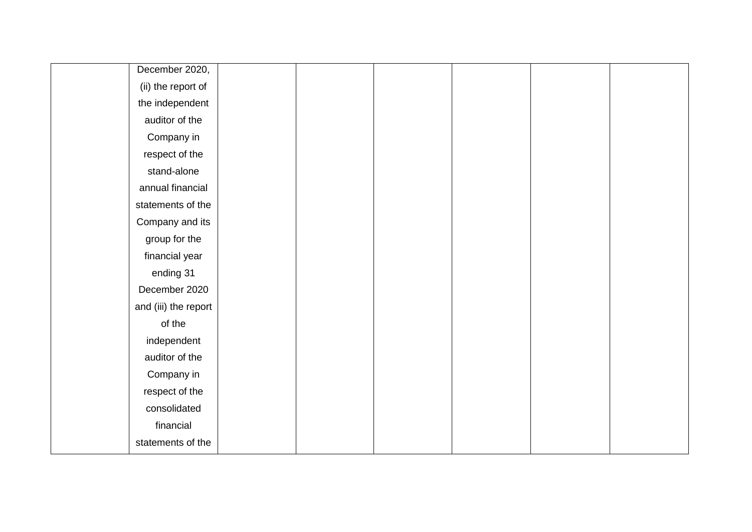| | | | | | | | |
|---|---|---|---|---|---|---|---|
| | December 2020, (ii) the report of the independent auditor of the Company in respect of the stand-alone annual financial statements of the Company and its group for the financial year ending 31 December 2020 and (iii) the report of the independent auditor of the Company in respect of the consolidated financial statements of the | | | | | | |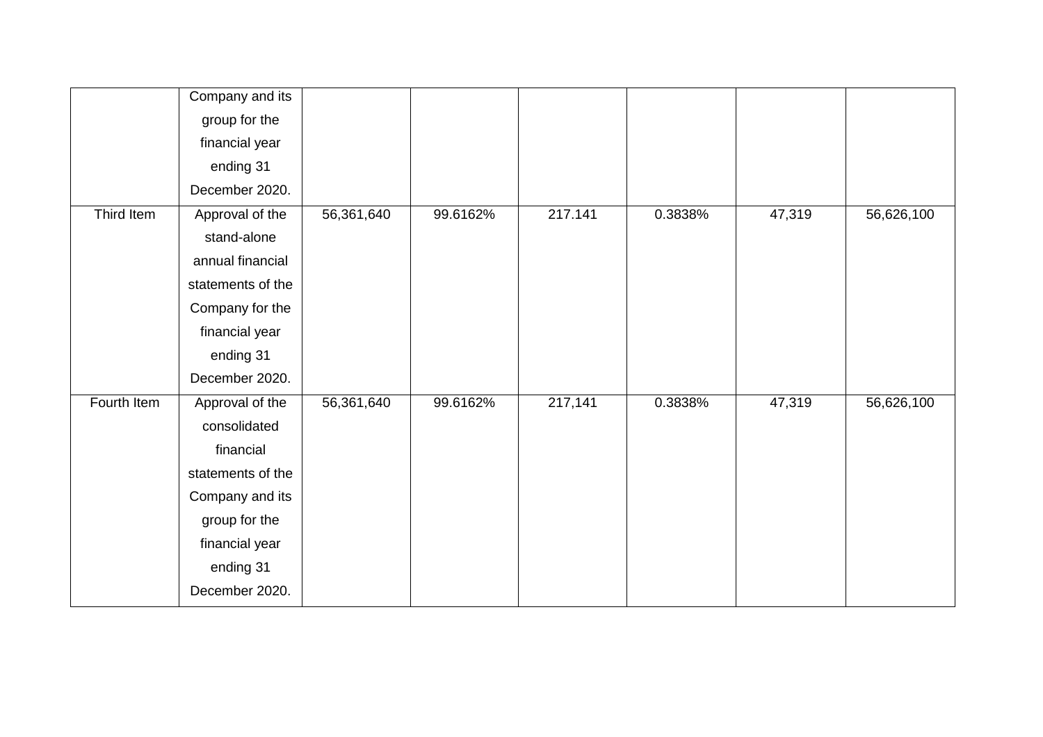| | | | | | | | |
|---|---|---|---|---|---|---|---|
| | Company and its group for the financial year ending 31 December 2020. | | | | | | |
| Third Item | Approval of the stand-alone annual financial statements of the Company for the financial year ending 31 December 2020. | 56,361,640 | 99.6162% | 217.141 | 0.3838% | 47,319 | 56,626,100 |
| Fourth Item | Approval of the consolidated financial statements of the Company and its group for the financial year ending 31 December 2020. | 56,361,640 | 99.6162% | 217,141 | 0.3838% | 47,319 | 56,626,100 |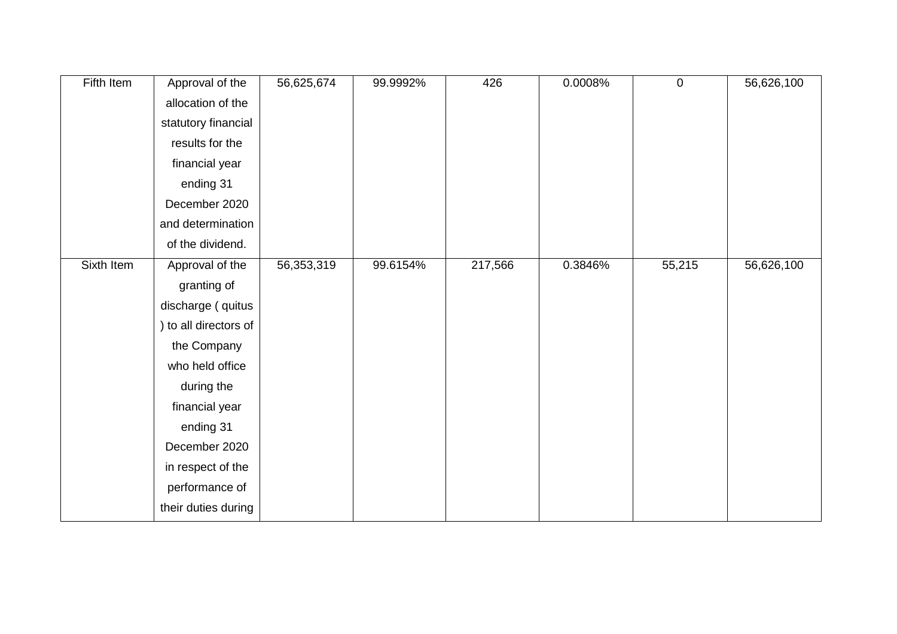| | | | | | | | |
|---|---|---|---|---|---|---|---|
| Fifth Item | Approval of the allocation of the statutory financial results for the financial year ending 31 December 2020 and determination of the dividend. | 56,625,674 | 99.9992% | 426 | 0.0008% | 0 | 56,626,100 |
| Sixth Item | Approval of the granting of discharge ( quitus ) to all directors of the Company who held office during the financial year ending 31 December 2020 in respect of the performance of their duties during | 56,353,319 | 99.6154% | 217,566 | 0.3846% | 55,215 | 56,626,100 |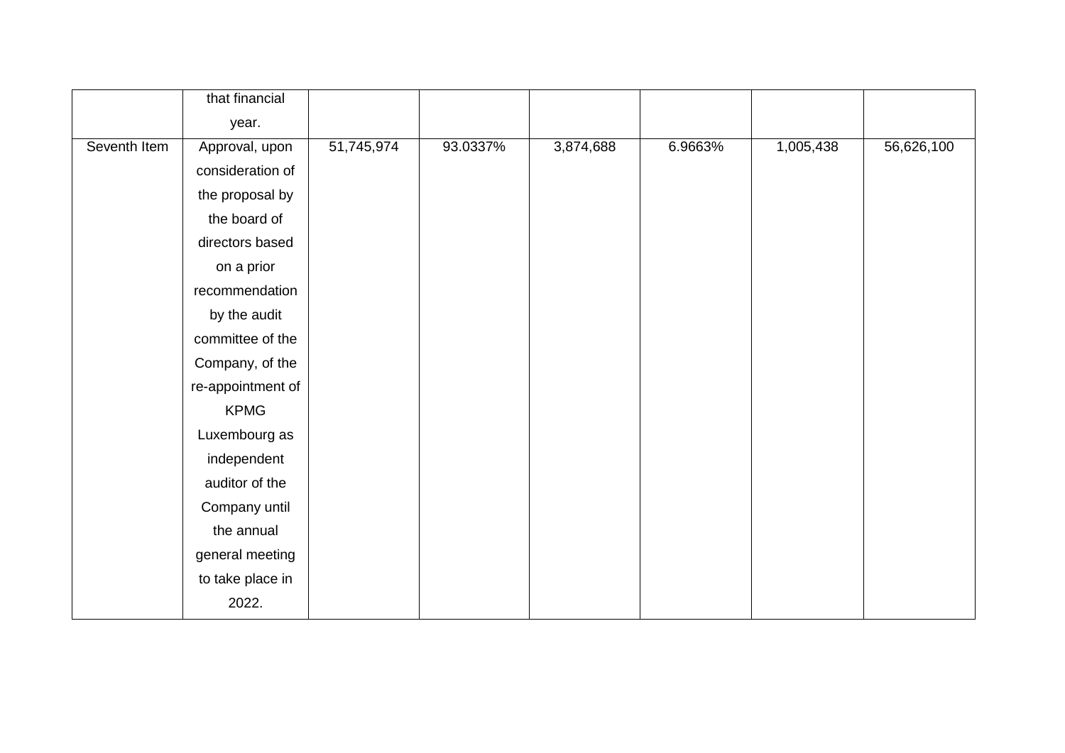| | | | | | | | |
|---|---|---|---|---|---|---|---|
| | that financial year. | | | | | | |
| Seventh Item | Approval, upon consideration of the proposal by the board of directors based on a prior recommendation by the audit committee of the Company, of the re-appointment of KPMG Luxembourg as independent auditor of the Company until the annual general meeting to take place in 2022. | 51,745,974 | 93.0337% | 3,874,688 | 6.9663% | 1,005,438 | 56,626,100 |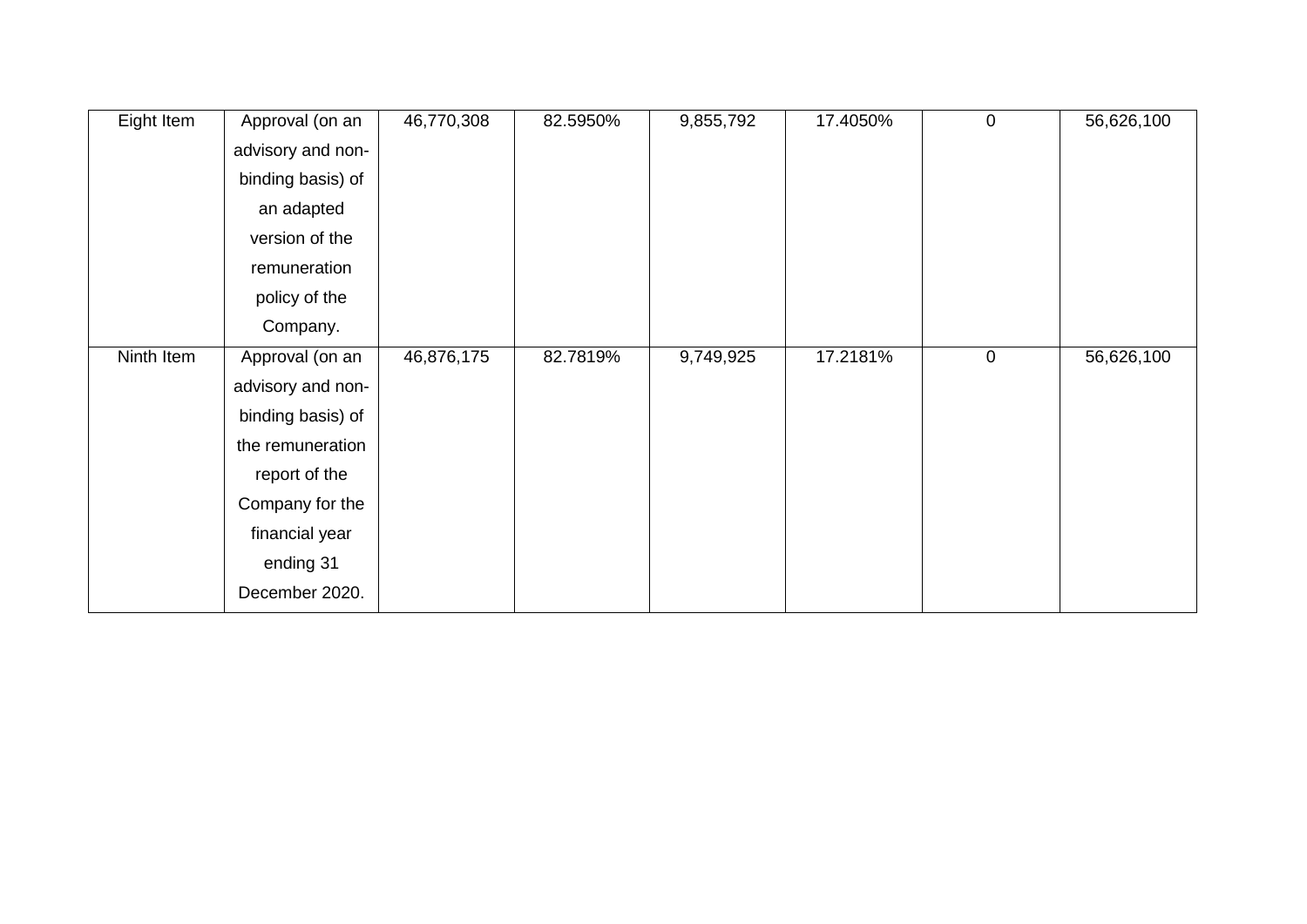| | | | | | | | |
|---|---|---|---|---|---|---|---|
| Eight Item | Approval (on an advisory and non-binding basis) of an adapted version of the remuneration policy of the Company. | 46,770,308 | 82.5950% | 9,855,792 | 17.4050% | 0 | 56,626,100 |
| Ninth Item | Approval (on an advisory and non-binding basis) of the remuneration report of the Company for the financial year ending 31 December 2020. | 46,876,175 | 82.7819% | 9,749,925 | 17.2181% | 0 | 56,626,100 |